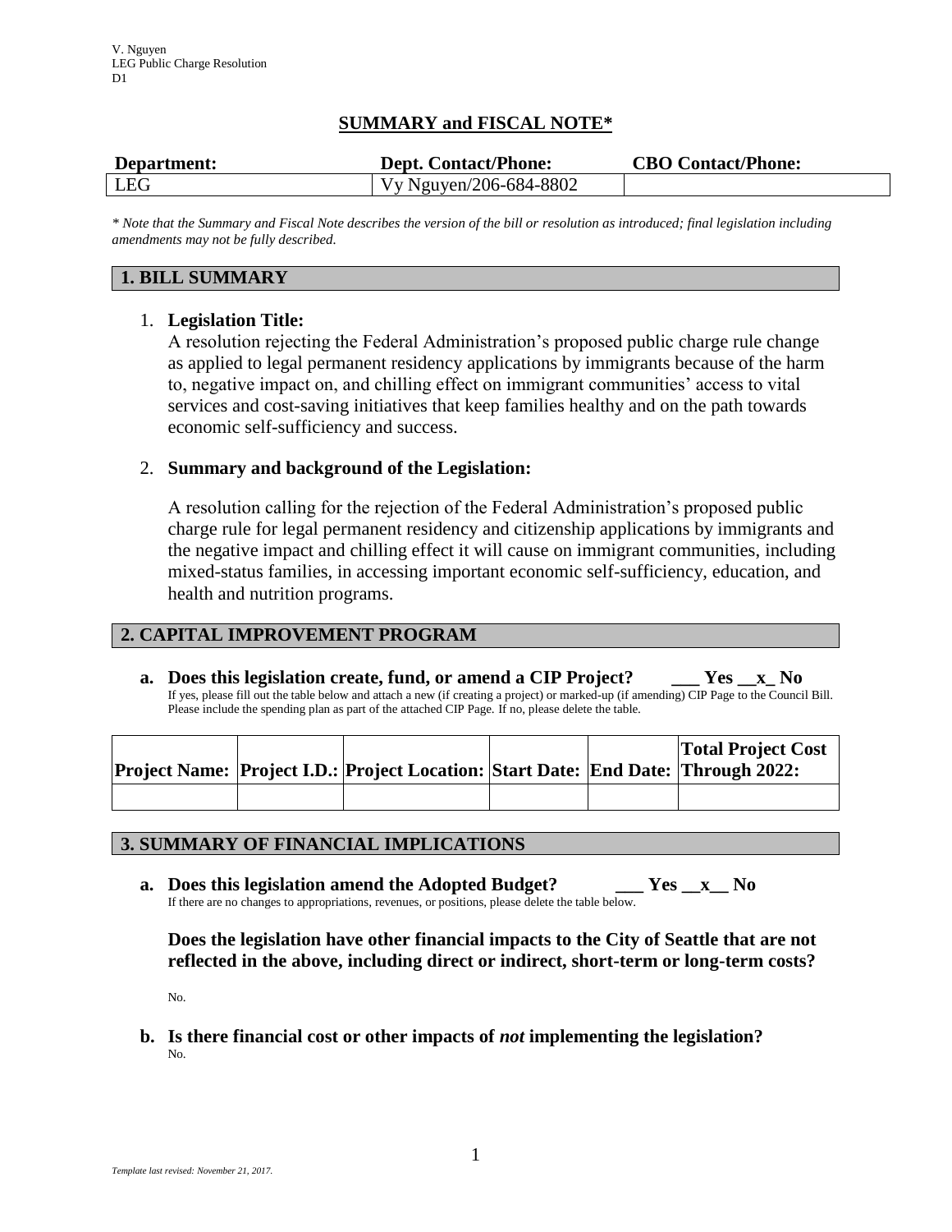V. Nguyen
LEG Public Charge Resolution
D1

## SUMMARY and FISCAL NOTE*

| Department: | Dept. Contact/Phone: | CBO Contact/Phone: |
|---|---|---|
| LEG | Vy Nguyen/206-684-8802 | |

*\* Note that the Summary and Fiscal Note describes the version of the bill or resolution as introduced; final legislation including amendments may not be fully described.*

### 1. BILL SUMMARY

1. **Legislation Title:**
   A resolution rejecting the Federal Administration's proposed public charge rule change as applied to legal permanent residency applications by immigrants because of the harm to, negative impact on, and chilling effect on immigrant communities' access to vital services and cost-saving initiatives that keep families healthy and on the path towards economic self-sufficiency and success.

2. **Summary and background of the Legislation:**

   A resolution calling for the rejection of the Federal Administration's proposed public charge rule for legal permanent residency and citizenship applications by immigrants and the negative impact and chilling effect it will cause on immigrant communities, including mixed-status families, in accessing important economic self-sufficiency, education, and health and nutrition programs.

### 2. CAPITAL IMPROVEMENT PROGRAM

**a. Does this legislation create, fund, or amend a CIP Project? ___ Yes __x_ No**
If yes, please fill out the table below and attach a new (if creating a project) or marked-up (if amending) CIP Page to the Council Bill. Please include the spending plan as part of the attached CIP Page. If no, please delete the table.

| Project Name: | Project I.D.: | Project Location: | Start Date: | End Date: | Total Project Cost Through 2022: |
|---|---|---|---|---|---|
| | | | | | |

### 3. SUMMARY OF FINANCIAL IMPLICATIONS

**a. Does this legislation amend the Adopted Budget? ___ Yes __x__ No**
If there are no changes to appropriations, revenues, or positions, please delete the table below.

**Does the legislation have other financial impacts to the City of Seattle that are not reflected in the above, including direct or indirect, short-term or long-term costs?**

No.

**b. Is there financial cost or other impacts of *not* implementing the legislation?**
No.

*Template last revised: November 21, 2017.*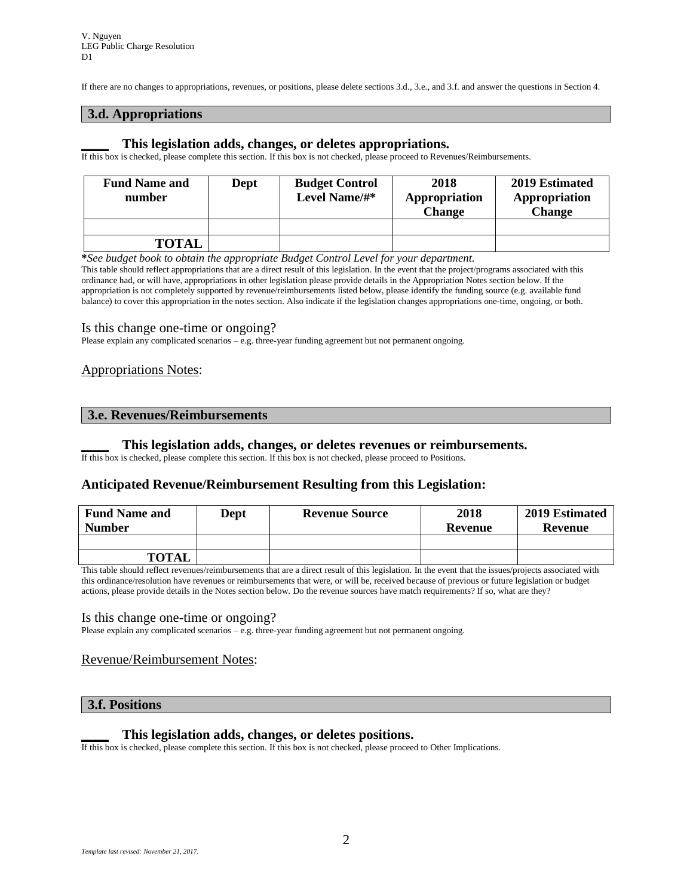If there are no changes to appropriations, revenues, or positions, please delete sections 3.d., 3.e., and 3.f. and answer the questions in Section 4.

## 3.d. Appropriations

**____ This legislation adds, changes, or deletes appropriations.**

If this box is checked, please complete this section. If this box is not checked, please proceed to Revenues/Reimbursements.

| Fund Name and number | Dept | Budget Control Level Name/#* | 2018 Appropriation Change | 2019 Estimated Appropriation Change |
|---|---|---|---|---|
| | | | | |
| **TOTAL** | | | | |

***See budget book to obtain the appropriate Budget Control Level for your department.***

This table should reflect appropriations that are a direct result of this legislation. In the event that the project/programs associated with this ordinance had, or will have, appropriations in other legislation please provide details in the Appropriation Notes section below. If the appropriation is not completely supported by revenue/reimbursements listed below, please identify the funding source (e.g. available fund balance) to cover this appropriation in the notes section. Also indicate if the legislation changes appropriations one-time, ongoing, or both.

Is this change one-time or ongoing?

Please explain any complicated scenarios – e.g. three-year funding agreement but not permanent ongoing.

Appropriations Notes:

## 3.e. Revenues/Reimbursements

**____ This legislation adds, changes, or deletes revenues or reimbursements.**

If this box is checked, please complete this section. If this box is not checked, please proceed to Positions.

### Anticipated Revenue/Reimbursement Resulting from this Legislation:

| Fund Name and Number | Dept | Revenue Source | 2018 Revenue | 2019 Estimated Revenue |
|---|---|---|---|---|
| | | | | |
| **TOTAL** | | | | |

This table should reflect revenues/reimbursements that are a direct result of this legislation. In the event that the issues/projects associated with this ordinance/resolution have revenues or reimbursements that were, or will be, received because of previous or future legislation or budget actions, please provide details in the Notes section below. Do the revenue sources have match requirements? If so, what are they?

Is this change one-time or ongoing?

Please explain any complicated scenarios – e.g. three-year funding agreement but not permanent ongoing.

Revenue/Reimbursement Notes:

## 3.f. Positions

**____ This legislation adds, changes, or deletes positions.**

If this box is checked, please complete this section. If this box is not checked, please proceed to Other Implications.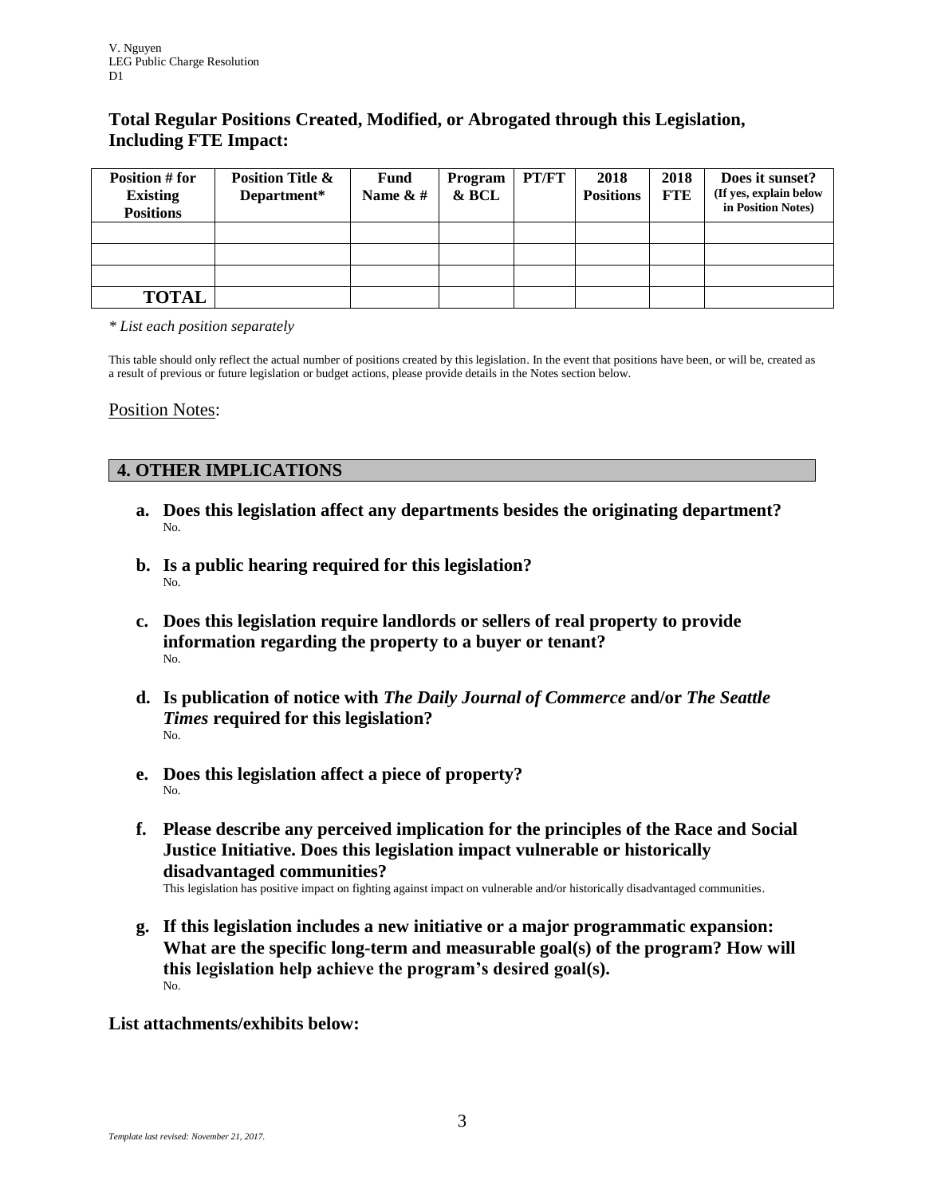### Total Regular Positions Created, Modified, or Abrogated through this Legislation, Including FTE Impact:

| Position # for Existing Positions | Position Title & Department* | Fund Name & # | Program & BCL | PT/FT | 2018 Positions | 2018 FTE | Does it sunset? (If yes, explain below in Position Notes) |
|---|---|---|---|---|---|---|---|
| | | | | | | | |
| | | | | | | | |
| | | | | | | | |
| **TOTAL** | | | | | | | |

*\* List each position separately*

This table should only reflect the actual number of positions created by this legislation. In the event that positions have been, or will be, created as a result of previous or future legislation or budget actions, please provide details in the Notes section below.

Position Notes:

## 4. OTHER IMPLICATIONS

**a. Does this legislation affect any departments besides the originating department?**
No.

**b. Is a public hearing required for this legislation?**
No.

**c. Does this legislation require landlords or sellers of real property to provide information regarding the property to a buyer or tenant?**
No.

**d. Is publication of notice with *The Daily Journal of Commerce* and/or *The Seattle Times* required for this legislation?**
No.

**e. Does this legislation affect a piece of property?**
No.

**f. Please describe any perceived implication for the principles of the Race and Social Justice Initiative. Does this legislation impact vulnerable or historically disadvantaged communities?**
This legislation has positive impact on fighting against impact on vulnerable and/or historically disadvantaged communities.

**g. If this legislation includes a new initiative or a major programmatic expansion: What are the specific long-term and measurable goal(s) of the program? How will this legislation help achieve the program's desired goal(s).**
No.

**List attachments/exhibits below:**